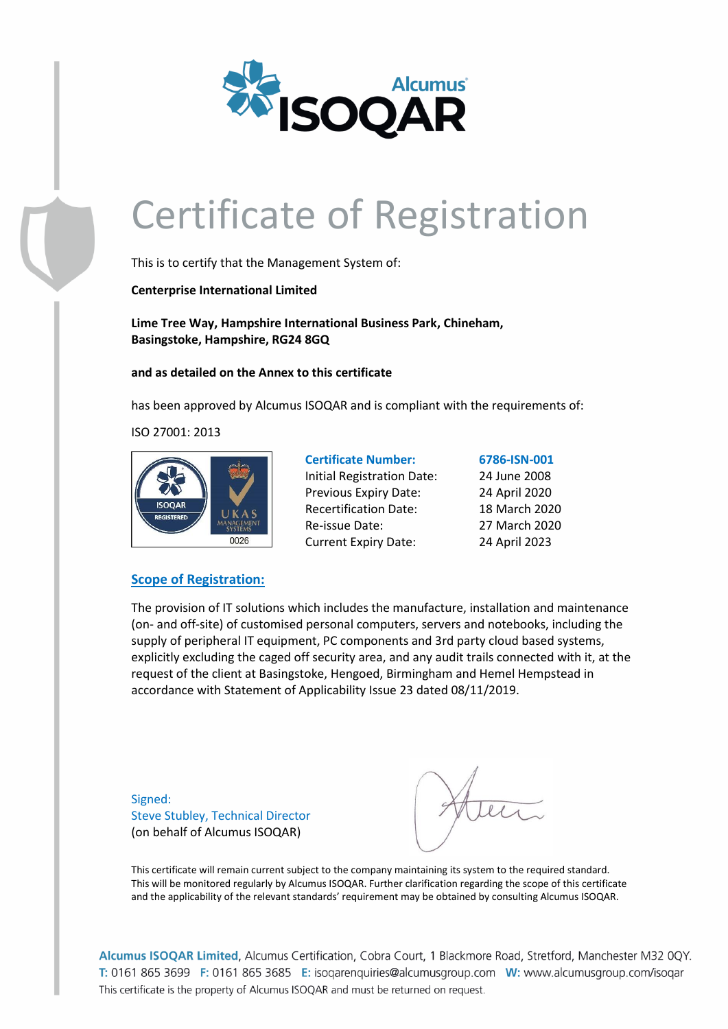# Certificate of Registration

This is to certify that the Management System of:

**Centerprise International Limited**

**Lime Tree Way, Hampshire International Business Park, Chineham, Basingstoke, Hampshire, RG24 8GQ**

**and as detailed on the Annex to this certificate**

has been approved by Alcumus ISOQAR and is compliant with the requirements of:

ISO 27001: 2013

| | |
|---|---|
| **Certificate Number:** | **6786-ISN-001** |
| Initial Registration Date: | 24 June 2008 |
| Previous Expiry Date: | 24 April 2020 |
| Recertification Date: | 18 March 2020 |
| Re-issue Date: | 27 March 2020 |
| Current Expiry Date: | 24 April 2023 |

## Scope of Registration:

The provision of IT solutions which includes the manufacture, installation and maintenance (on- and off-site) of customised personal computers, servers and notebooks, including the supply of peripheral IT equipment, PC components and 3rd party cloud based systems, explicitly excluding the caged off security area, and any audit trails connected with it, at the request of the client at Basingstoke, Hengoed, Birmingham and Hemel Hempstead in accordance with Statement of Applicability Issue 23 dated 08/11/2019.

Signed:
Steve Stubley, Technical Director
(on behalf of Alcumus ISOQAR)

This certificate will remain current subject to the company maintaining its system to the required standard. This will be monitored regularly by Alcumus ISOQAR. Further clarification regarding the scope of this certificate and the applicability of the relevant standards' requirement may be obtained by consulting Alcumus ISOQAR.

**Alcumus ISOQAR Limited**, Alcumus Certification, Cobra Court, 1 Blackmore Road, Stretford, Manchester M32 0QY.
T: 0161 865 3699 F: 0161 865 3685 E: isoqarenquiries@alcumusgroup.com W: www.alcumusgroup.com/isoqar
This certificate is the property of Alcumus ISOQAR and must be returned on request.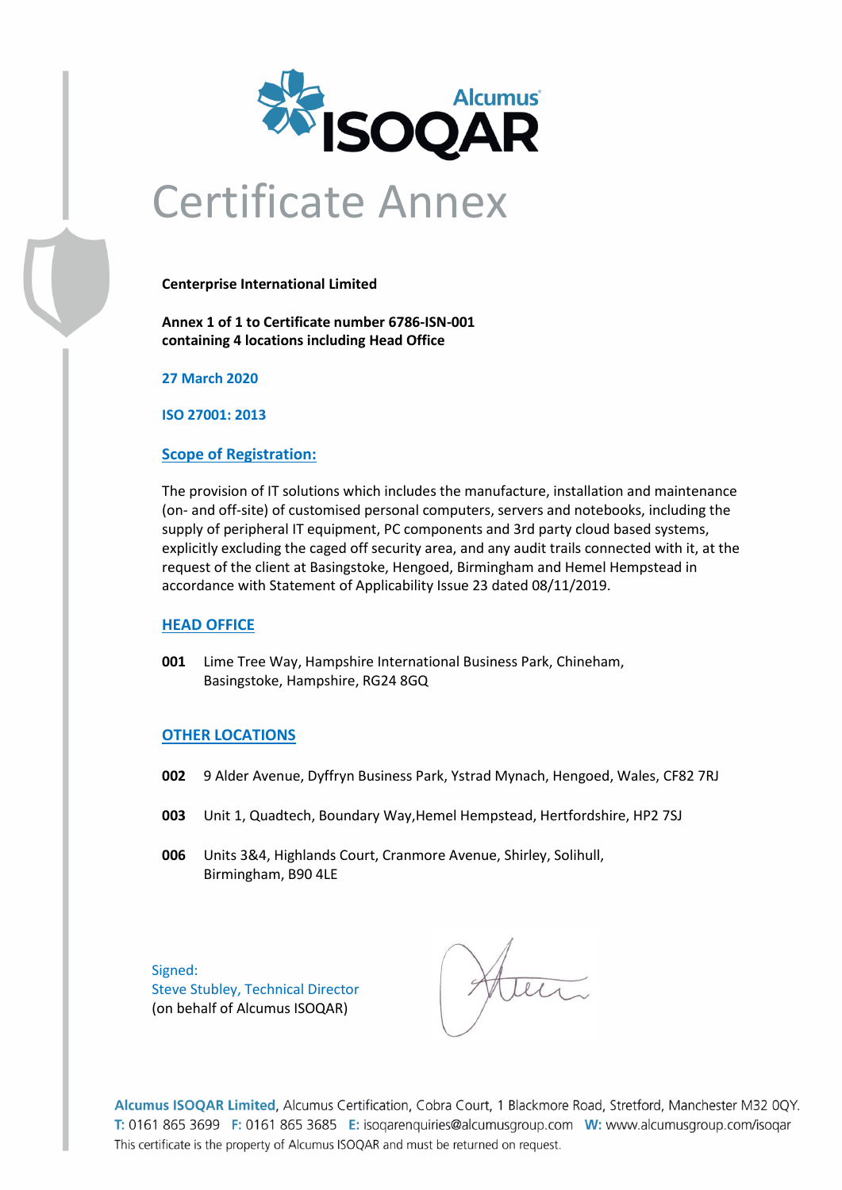# Certificate Annex

**Centerprise International Limited**

**Annex 1 of 1 to Certificate number 6786-ISN-001**
**containing 4 locations including Head Office**

**27 March 2020**

**ISO 27001: 2013**

## Scope of Registration:

The provision of IT solutions which includes the manufacture, installation and maintenance (on- and off-site) of customised personal computers, servers and notebooks, including the supply of peripheral IT equipment, PC components and 3rd party cloud based systems, explicitly excluding the caged off security area, and any audit trails connected with it, at the request of the client at Basingstoke, Hengoed, Birmingham and Hemel Hempstead in accordance with Statement of Applicability Issue 23 dated 08/11/2019.

## HEAD OFFICE

**001** Lime Tree Way, Hampshire International Business Park, Chineham, Basingstoke, Hampshire, RG24 8GQ

## OTHER LOCATIONS

**002** 9 Alder Avenue, Dyffryn Business Park, Ystrad Mynach, Hengoed, Wales, CF82 7RJ

**003** Unit 1, Quadtech, Boundary Way,Hemel Hempstead, Hertfordshire, HP2 7SJ

**006** Units 3&4, Highlands Court, Cranmore Avenue, Shirley, Solihull, Birmingham, B90 4LE

Signed:
Steve Stubley, Technical Director
(on behalf of Alcumus ISOQAR)

**Alcumus ISOQAR Limited**, Alcumus Certification, Cobra Court, 1 Blackmore Road, Stretford, Manchester M32 0QY.
T: 0161 865 3699 F: 0161 865 3685 E: isoqarenquiries@alcumusgroup.com W: www.alcumusgroup.com/isoqar
This certificate is the property of Alcumus ISOQAR and must be returned on request.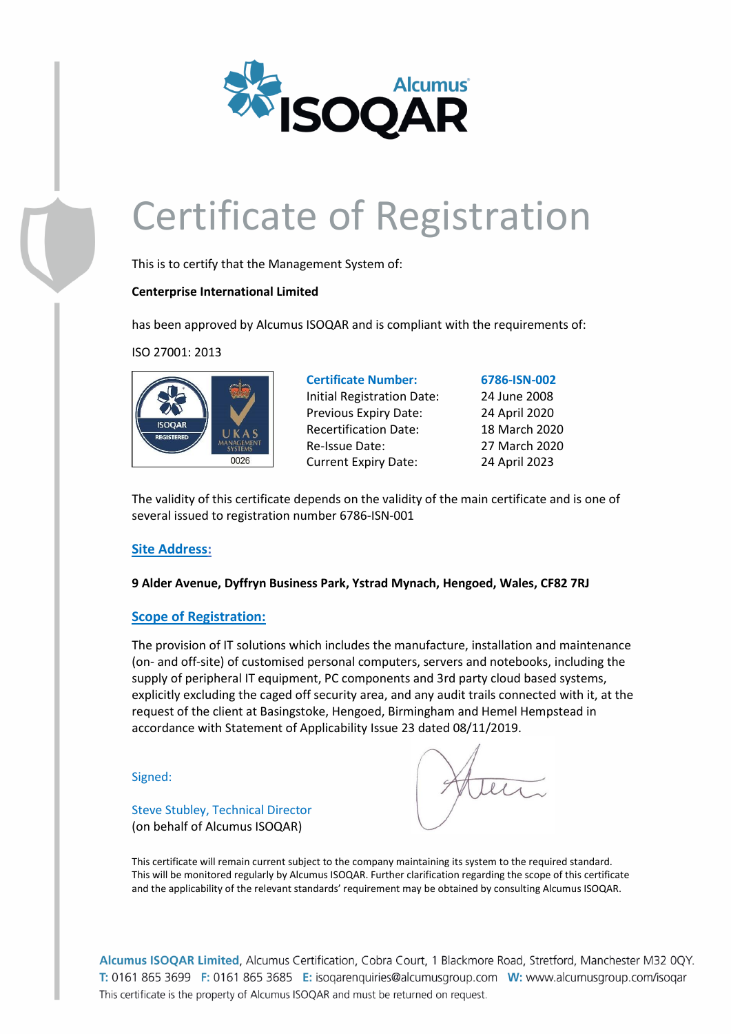# Certificate of Registration

This is to certify that the Management System of:

**Centerprise International Limited**

has been approved by Alcumus ISOQAR and is compliant with the requirements of:

ISO 27001: 2013

| **Certificate Number:** | **6786-ISN-002** |
|---|---|
| Initial Registration Date: | 24 June 2008 |
| Previous Expiry Date: | 24 April 2020 |
| Recertification Date: | 18 March 2020 |
| Re-Issue Date: | 27 March 2020 |
| Current Expiry Date: | 24 April 2023 |

The validity of this certificate depends on the validity of the main certificate and is one of several issued to registration number 6786-ISN-001

## Site Address:

**9 Alder Avenue, Dyffryn Business Park, Ystrad Mynach, Hengoed, Wales, CF82 7RJ**

## Scope of Registration:

The provision of IT solutions which includes the manufacture, installation and maintenance (on- and off-site) of customised personal computers, servers and notebooks, including the supply of peripheral IT equipment, PC components and 3rd party cloud based systems, explicitly excluding the caged off security area, and any audit trails connected with it, at the request of the client at Basingstoke, Hengoed, Birmingham and Hemel Hempstead in accordance with Statement of Applicability Issue 23 dated 08/11/2019.

Signed:

Steve Stubley, Technical Director
(on behalf of Alcumus ISOQAR)

This certificate will remain current subject to the company maintaining its system to the required standard. This will be monitored regularly by Alcumus ISOQAR. Further clarification regarding the scope of this certificate and the applicability of the relevant standards' requirement may be obtained by consulting Alcumus ISOQAR.

**Alcumus ISOQAR Limited**, Alcumus Certification, Cobra Court, 1 Blackmore Road, Stretford, Manchester M32 0QY.
T: 0161 865 3699 F: 0161 865 3685 E: isoqarenquiries@alcumusgroup.com W: www.alcumusgroup.com/isoqar
This certificate is the property of Alcumus ISOQAR and must be returned on request.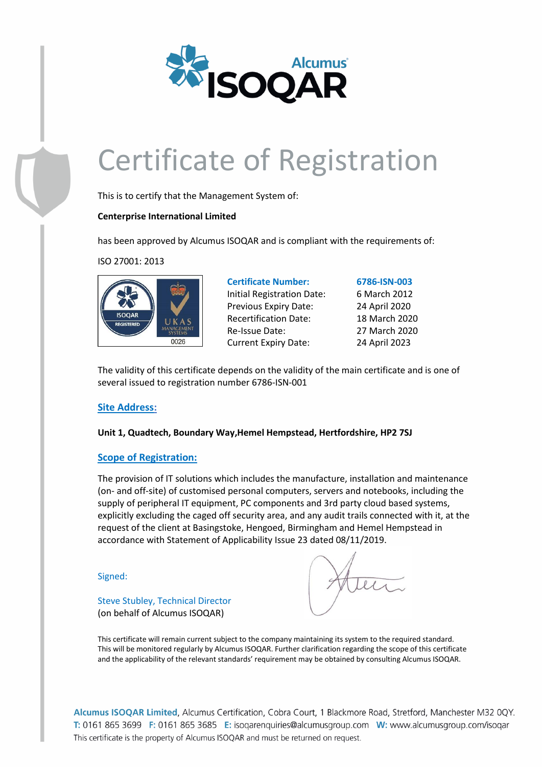# Certificate of Registration

This is to certify that the Management System of:

**Centerprise International Limited**

has been approved by Alcumus ISOQAR and is compliant with the requirements of:

ISO 27001: 2013

| | |
|---|---|
| **Certificate Number:** | **6786-ISN-003** |
| Initial Registration Date: | 6 March 2012 |
| Previous Expiry Date: | 24 April 2020 |
| Recertification Date: | 18 March 2020 |
| Re-Issue Date: | 27 March 2020 |
| Current Expiry Date: | 24 April 2023 |

The validity of this certificate depends on the validity of the main certificate and is one of several issued to registration number 6786-ISN-001

## Site Address:

**Unit 1, Quadtech, Boundary Way,Hemel Hempstead, Hertfordshire, HP2 7SJ**

## Scope of Registration:

The provision of IT solutions which includes the manufacture, installation and maintenance (on- and off-site) of customised personal computers, servers and notebooks, including the supply of peripheral IT equipment, PC components and 3rd party cloud based systems, explicitly excluding the caged off security area, and any audit trails connected with it, at the request of the client at Basingstoke, Hengoed, Birmingham and Hemel Hempstead in accordance with Statement of Applicability Issue 23 dated 08/11/2019.

Signed:

Steve Stubley, Technical Director
(on behalf of Alcumus ISOQAR)

This certificate will remain current subject to the company maintaining its system to the required standard. This will be monitored regularly by Alcumus ISOQAR. Further clarification regarding the scope of this certificate and the applicability of the relevant standards' requirement may be obtained by consulting Alcumus ISOQAR.

**Alcumus ISOQAR Limited**, Alcumus Certification, Cobra Court, 1 Blackmore Road, Stretford, Manchester M32 0QY.
T: 0161 865 3699 F: 0161 865 3685 E: isoqarenquiries@alcumusgroup.com W: www.alcumusgroup.com/isoqar
This certificate is the property of Alcumus ISOQAR and must be returned on request.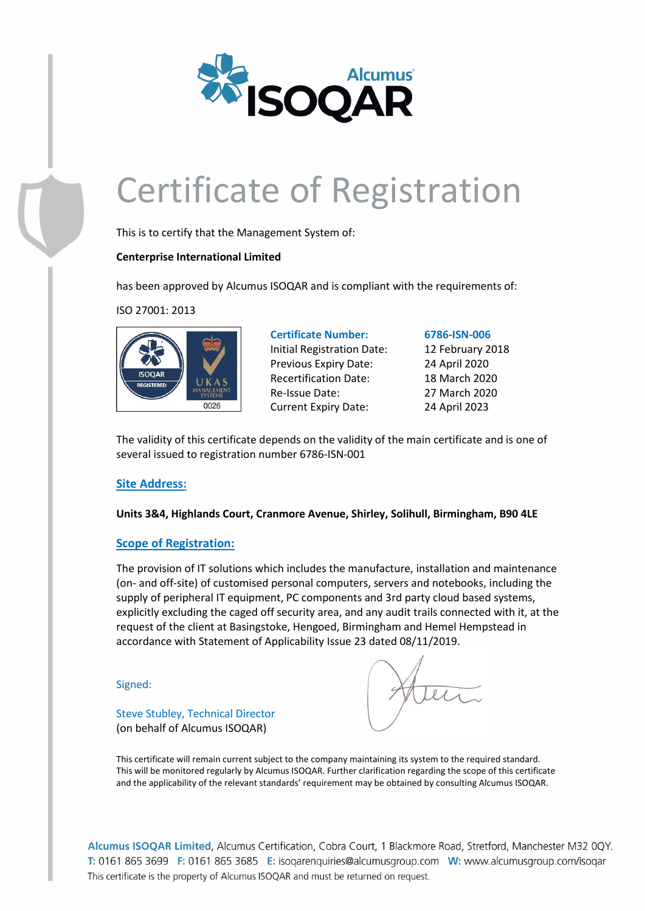# Certificate of Registration

This is to certify that the Management System of:

**Centerprise International Limited**

has been approved by Alcumus ISOQAR and is compliant with the requirements of:

ISO 27001: 2013

| | |
|---|---|
| **Certificate Number:** | **6786-ISN-006** |
| Initial Registration Date: | 12 February 2018 |
| Previous Expiry Date: | 24 April 2020 |
| Recertification Date: | 18 March 2020 |
| Re-Issue Date: | 27 March 2020 |
| Current Expiry Date: | 24 April 2023 |

The validity of this certificate depends on the validity of the main certificate and is one of several issued to registration number 6786-ISN-001

## Site Address:

**Units 3&4, Highlands Court, Cranmore Avenue, Shirley, Solihull, Birmingham, B90 4LE**

## Scope of Registration:

The provision of IT solutions which includes the manufacture, installation and maintenance (on- and off-site) of customised personal computers, servers and notebooks, including the supply of peripheral IT equipment, PC components and 3rd party cloud based systems, explicitly excluding the caged off security area, and any audit trails connected with it, at the request of the client at Basingstoke, Hengoed, Birmingham and Hemel Hempstead in accordance with Statement of Applicability Issue 23 dated 08/11/2019.

Signed:

Steve Stubley, Technical Director
(on behalf of Alcumus ISOQAR)

This certificate will remain current subject to the company maintaining its system to the required standard. This will be monitored regularly by Alcumus ISOQAR. Further clarification regarding the scope of this certificate and the applicability of the relevant standards' requirement may be obtained by consulting Alcumus ISOQAR.

**Alcumus ISOQAR Limited**, Alcumus Certification, Cobra Court, 1 Blackmore Road, Stretford, Manchester M32 0QY.
T: 0161 865 3699 F: 0161 865 3685 E: isoqarenquiries@alcumusgroup.com W: www.alcumusgroup.com/isoqar
This certificate is the property of Alcumus ISOQAR and must be returned on request.